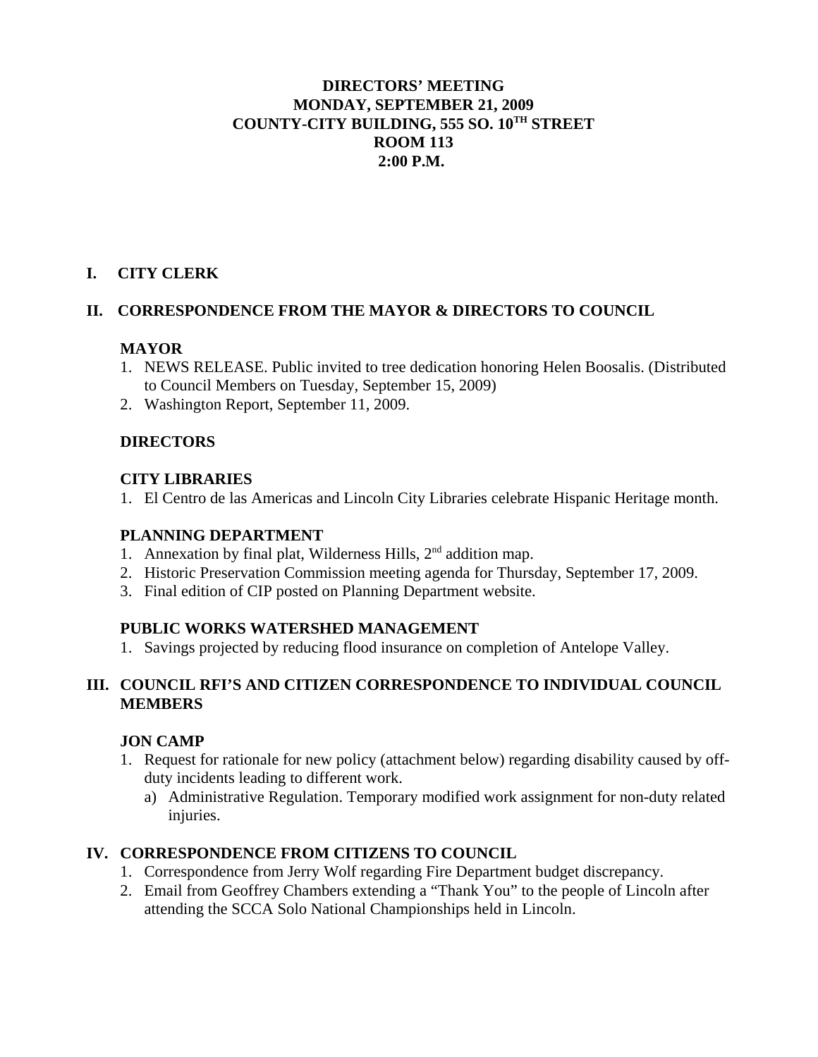**DIRECTORS' MEETING**
**MONDAY, SEPTEMBER 21, 2009**
**COUNTY-CITY BUILDING, 555 SO. 10TH STREET**
**ROOM 113**
**2:00 P.M.**

## I. CITY CLERK

## II. CORRESPONDENCE FROM THE MAYOR & DIRECTORS TO COUNCIL

### MAYOR

1. NEWS RELEASE. Public invited to tree dedication honoring Helen Boosalis. (Distributed to Council Members on Tuesday, September 15, 2009)
2. Washington Report, September 11, 2009.

### DIRECTORS

### CITY LIBRARIES

1. El Centro de las Americas and Lincoln City Libraries celebrate Hispanic Heritage month.

### PLANNING DEPARTMENT

1. Annexation by final plat, Wilderness Hills, 2nd addition map.
2. Historic Preservation Commission meeting agenda for Thursday, September 17, 2009.
3. Final edition of CIP posted on Planning Department website.

### PUBLIC WORKS WATERSHED MANAGEMENT

1. Savings projected by reducing flood insurance on completion of Antelope Valley.

## III. COUNCIL RFI'S AND CITIZEN CORRESPONDENCE TO INDIVIDUAL COUNCIL MEMBERS

### JON CAMP

1. Request for rationale for new policy (attachment below) regarding disability caused by off-duty incidents leading to different work.
   a) Administrative Regulation. Temporary modified work assignment for non-duty related injuries.

## IV. CORRESPONDENCE FROM CITIZENS TO COUNCIL

1. Correspondence from Jerry Wolf regarding Fire Department budget discrepancy.
2. Email from Geoffrey Chambers extending a "Thank You" to the people of Lincoln after attending the SCCA Solo National Championships held in Lincoln.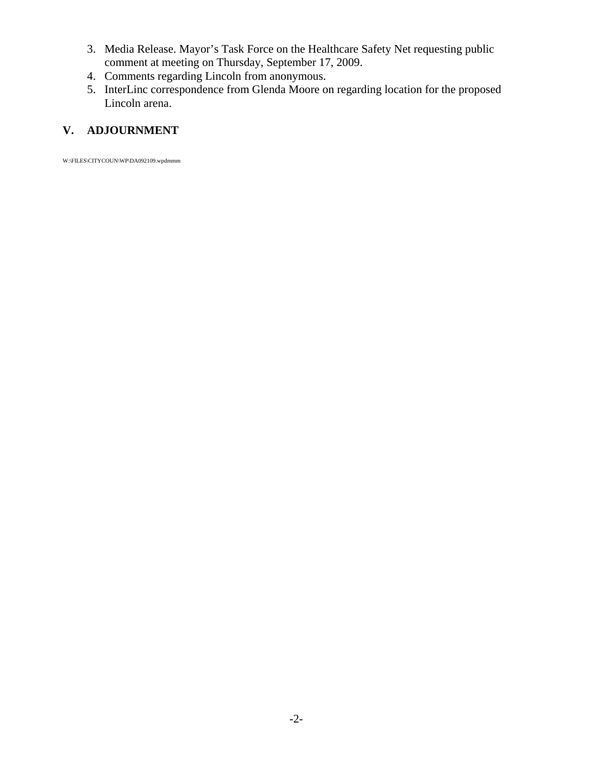3. Media Release. Mayor's Task Force on the Healthcare Safety Net requesting public comment at meeting on Thursday, September 17, 2009.
4. Comments regarding Lincoln from anonymous.
5. InterLinc correspondence from Glenda Moore on regarding location for the proposed Lincoln arena.

## V. ADJOURNMENT

W:\FILES\CITYCOUN\WP\DA092109.wpdmmm